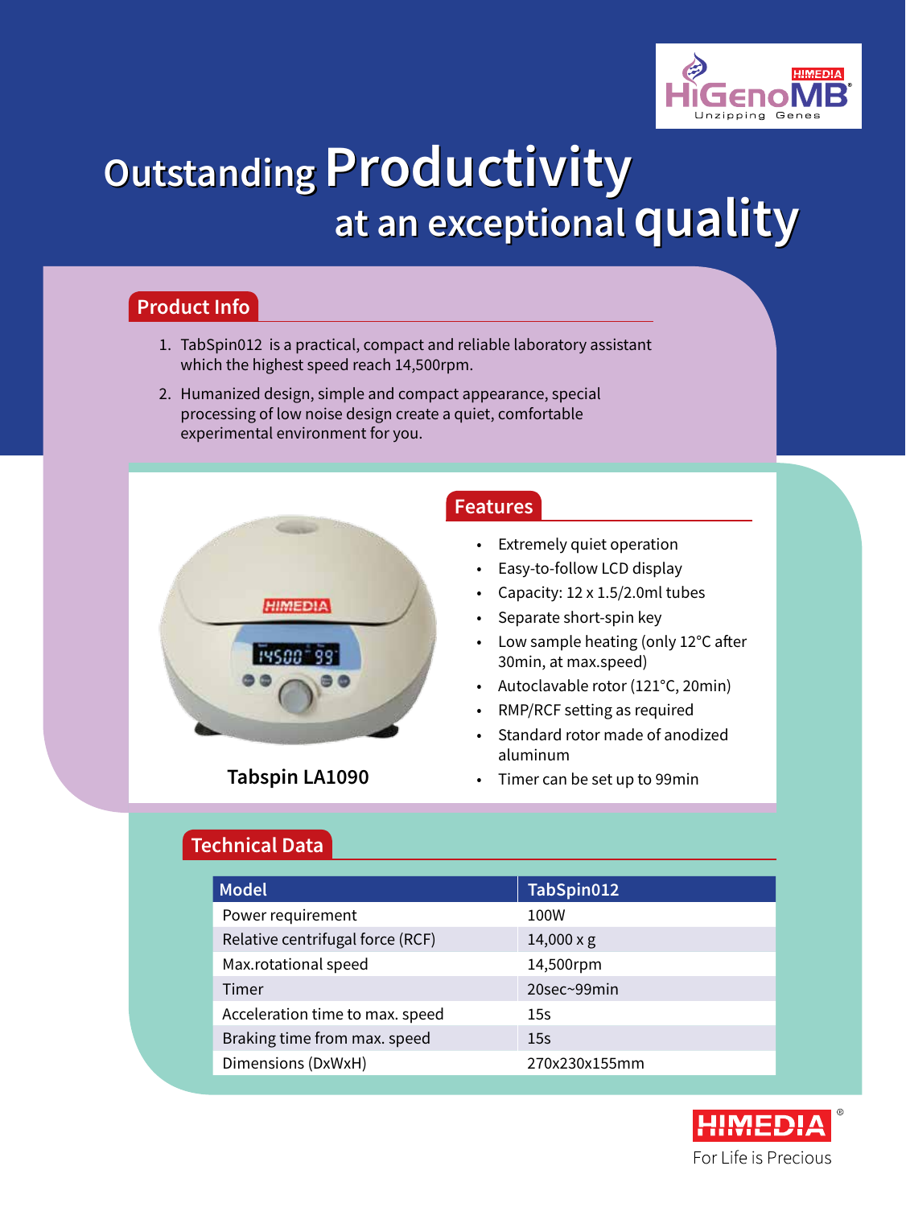HiGenoMB
Unzipping Genes

# Outstanding Productivity at an exceptional quality

## Product Info

1. TabSpin012 is a practical, compact and reliable laboratory assistant which the highest speed reach 14,500rpm.
2. Humanized design, simple and compact appearance, special processing of low noise design create a quiet, comfortable experimental environment for you.

Tabspin LA1090

## Features

- Extremely quiet operation
- Easy-to-follow LCD display
- Capacity: 12 x 1.5/2.0ml tubes
- Separate short-spin key
- Low sample heating (only 12°C after 30min, at max.speed)
- Autoclavable rotor (121°C, 20min)
- RMP/RCF setting as required
- Standard rotor made of anodized aluminum
- Timer can be set up to 99min

## Technical Data

| Model | TabSpin012 |
|---|---|
| Power requirement | 100W |
| Relative centrifugal force (RCF) | 14,000 x g |
| Max.rotational speed | 14,500rpm |
| Timer | 20sec~99min |
| Acceleration time to max. speed | 15s |
| Braking time from max. speed | 15s |
| Dimensions (DxWxH) | 270x230x155mm |

HIMEDIA®
For Life is Precious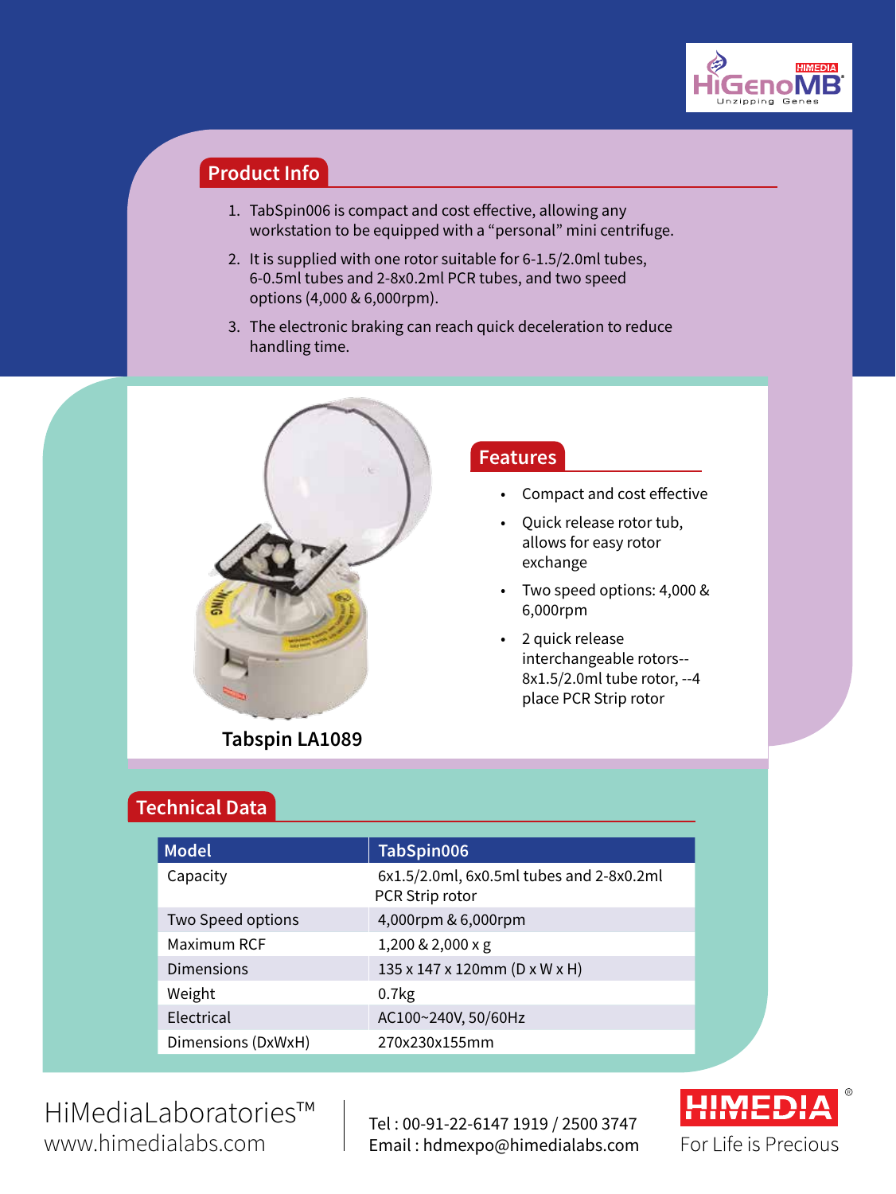## Product Info

1. TabSpin006 is compact and cost effective, allowing any workstation to be equipped with a “personal” mini centrifuge.
2. It is supplied with one rotor suitable for 6-1.5/2.0ml tubes, 6-0.5ml tubes and 2-8x0.2ml PCR tubes, and two speed options (4,000 & 6,000rpm).
3. The electronic braking can reach quick deceleration to reduce handling time.

Tabspin LA1089

## Features

- Compact and cost effective
- Quick release rotor tub, allows for easy rotor exchange
- Two speed options: 4,000 & 6,000rpm
- 2 quick release interchangeable rotors-- 8x1.5/2.0ml tube rotor, --4 place PCR Strip rotor

## Technical Data

| Model | TabSpin006 |
|---|---|
| Capacity | 6x1.5/2.0ml, 6x0.5ml tubes and 2-8x0.2ml PCR Strip rotor |
| Two Speed options | 4,000rpm & 6,000rpm |
| Maximum RCF | 1,200 & 2,000 x g |
| Dimensions | 135 x 147 x 120mm (D x W x H) |
| Weight | 0.7kg |
| Electrical | AC100~240V, 50/60Hz |
| Dimensions (DxWxH) | 270x230x155mm |

HiMediaLaboratories™
www.himedialabs.com

Tel : 00-91-22-6147 1919 / 2500 3747
Email : hdmexpo@himedialabs.com

HIMEDIA®
For Life is Precious